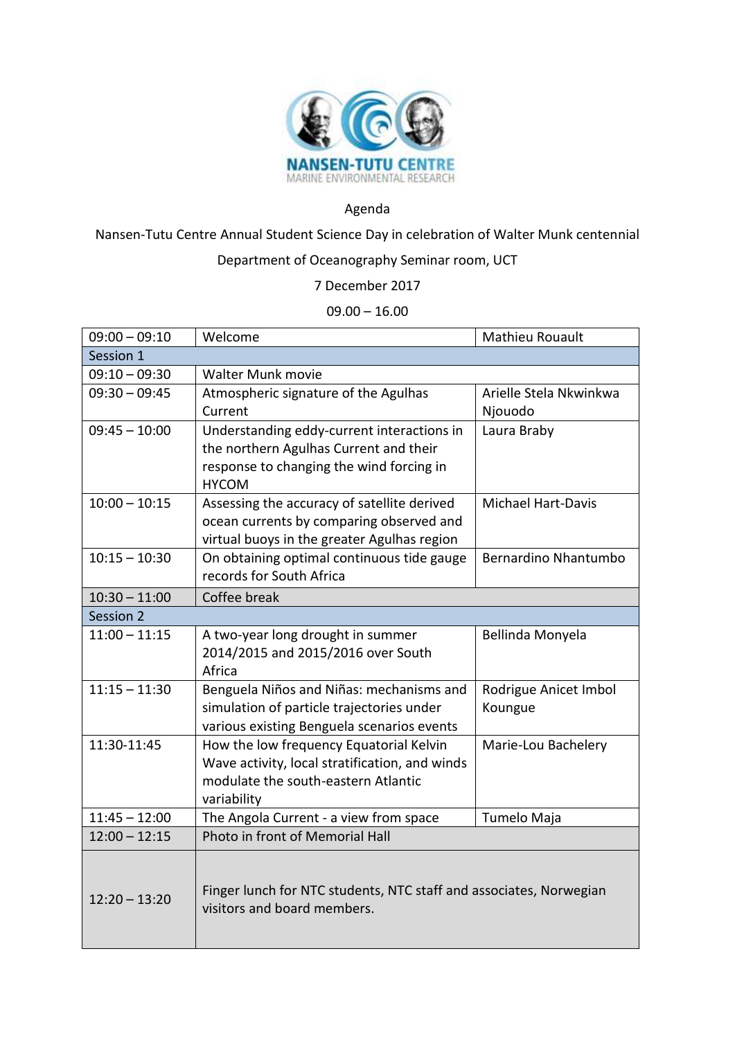NANSEN-TUTU CENTRE
MARINE ENVIRONMENTAL RESEARCH

Agenda

Nansen-Tutu Centre Annual Student Science Day in celebration of Walter Munk centennial

Department of Oceanography Seminar room, UCT

7 December 2017

09.00 – 16.00

| Time | Item | Presenter |
|---|---|---|
| 09:00 – 09:10 | Welcome | Mathieu Rouault |
| Session 1 | | |
| 09:10 – 09:30 | Walter Munk movie | |
| 09:30 – 09:45 | Atmospheric signature of the Agulhas Current | Arielle Stela Nkwinkwa Njouodo |
| 09:45 – 10:00 | Understanding eddy-current interactions in the northern Agulhas Current and their response to changing the wind forcing in HYCOM | Laura Braby |
| 10:00 – 10:15 | Assessing the accuracy of satellite derived ocean currents by comparing observed and virtual buoys in the greater Agulhas region | Michael Hart-Davis |
| 10:15 – 10:30 | On obtaining optimal continuous tide gauge records for South Africa | Bernardino Nhantumbo |
| 10:30 – 11:00 | Coffee break | |
| Session 2 | | |
| 11:00 – 11:15 | A two-year long drought in summer 2014/2015 and 2015/2016 over South Africa | Bellinda Monyela |
| 11:15 – 11:30 | Benguela Niños and Niñas: mechanisms and simulation of particle trajectories under various existing Benguela scenarios events | Rodrigue Anicet Imbol Koungue |
| 11:30-11:45 | How the low frequency Equatorial Kelvin Wave activity, local stratification, and winds modulate the south-eastern Atlantic variability | Marie-Lou Bachelery |
| 11:45 – 12:00 | The Angola Current - a view from space | Tumelo Maja |
| 12:00 – 12:15 | Photo in front of Memorial Hall | |
| 12:20 – 13:20 | Finger lunch for NTC students, NTC staff and associates, Norwegian visitors and board members. | |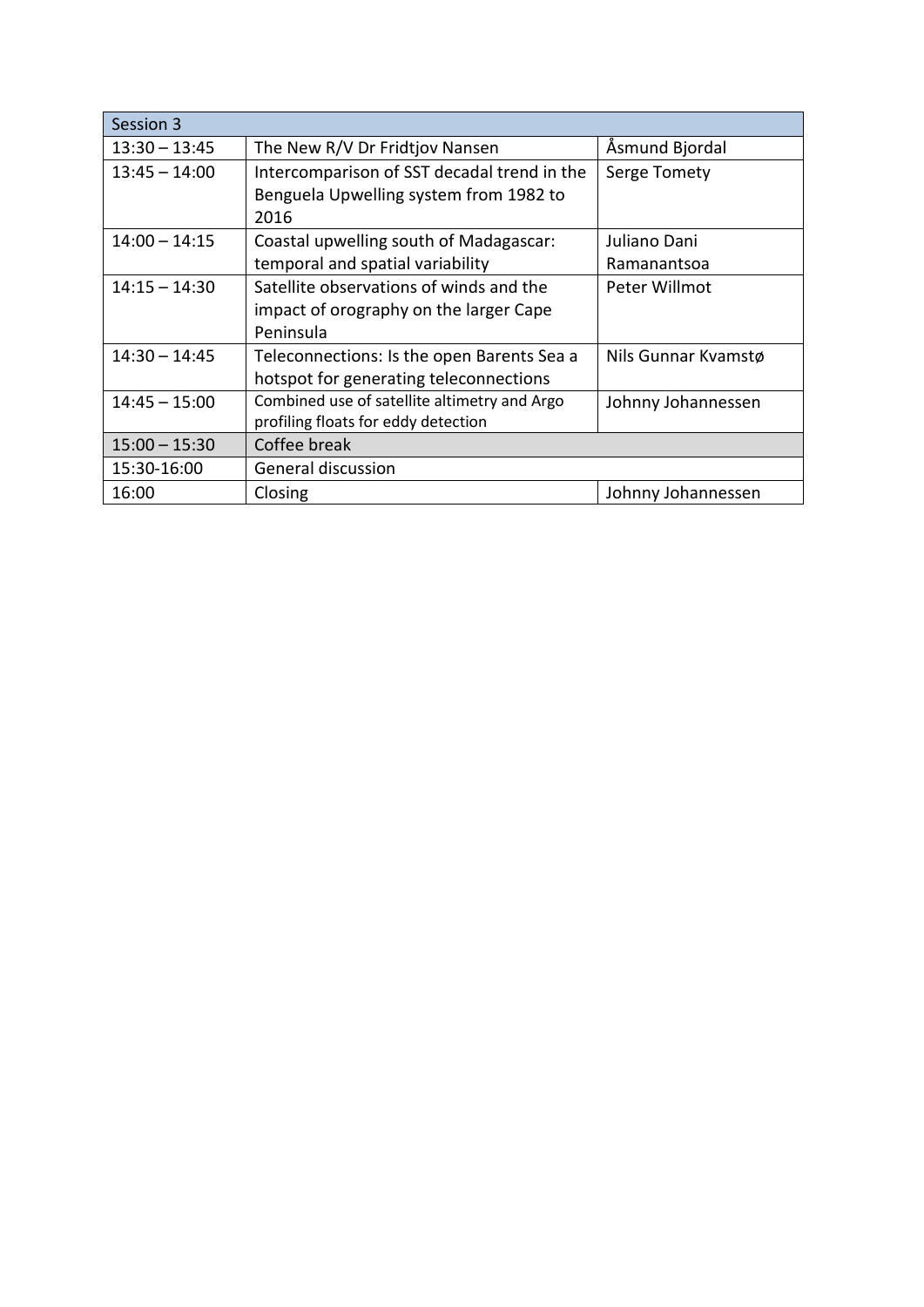| Session 3 | | |
|---|---|---|
| 13:30 – 13:45 | The New R/V Dr Fridtjov Nansen | Åsmund Bjordal |
| 13:45 – 14:00 | Intercomparison of SST decadal trend in the Benguela Upwelling system from 1982 to 2016 | Serge Tomety |
| 14:00 – 14:15 | Coastal upwelling south of Madagascar: temporal and spatial variability | Juliano Dani Ramanantsoa |
| 14:15 – 14:30 | Satellite observations of winds and the impact of orography on the larger Cape Peninsula | Peter Willmot |
| 14:30 – 14:45 | Teleconnections: Is the open Barents Sea a hotspot for generating teleconnections | Nils Gunnar Kvamstø |
| 14:45 – 15:00 | Combined use of satellite altimetry and Argo profiling floats for eddy detection | Johnny Johannessen |
| 15:00 – 15:30 | Coffee break | |
| 15:30-16:00 | General discussion | |
| 16:00 | Closing | Johnny Johannessen |